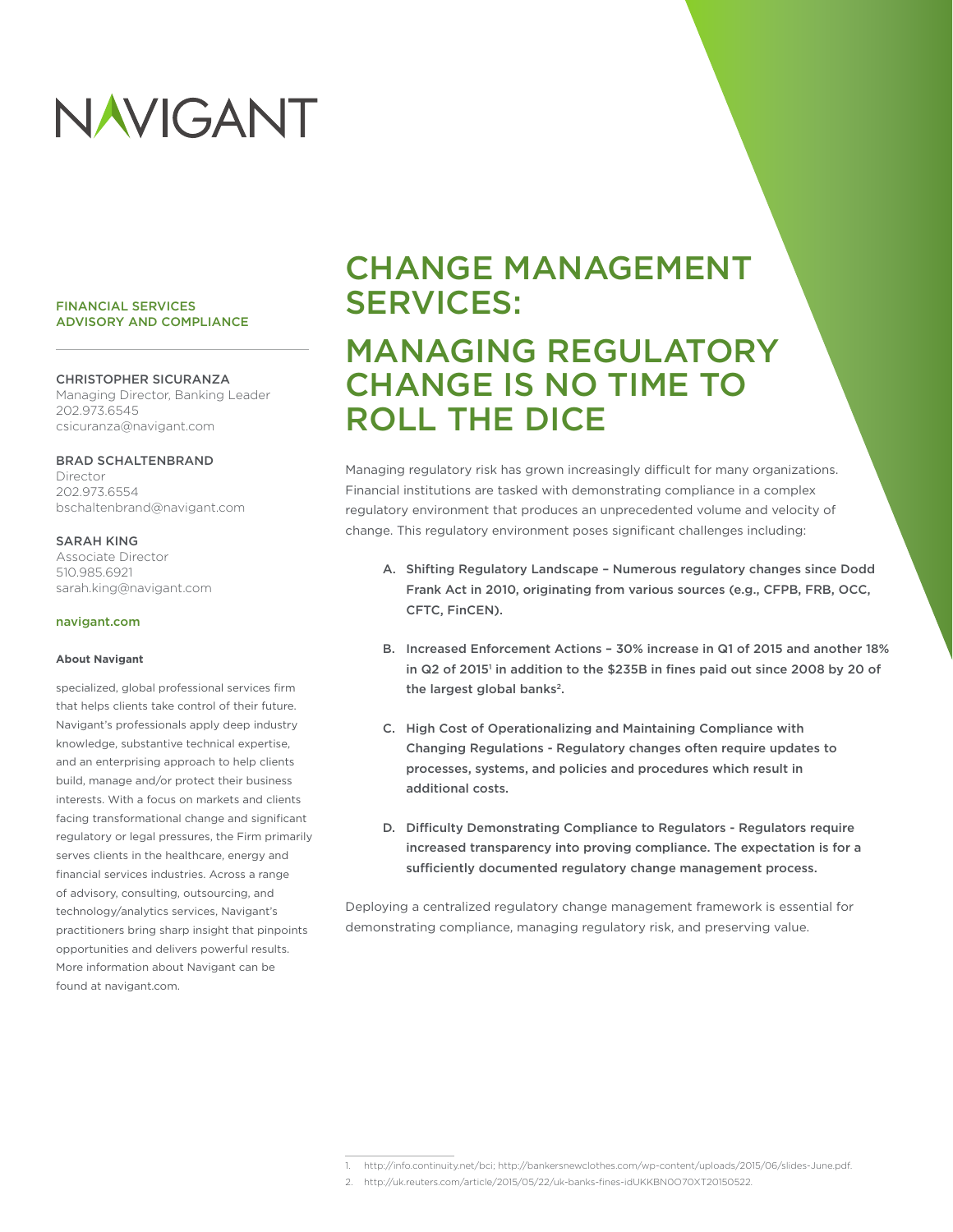NAVIGANT

FINANCIAL SERVICES ADVISORY AND COMPLIANCE

CHRISTOPHER SICURANZA
Managing Director, Banking Leader
202.973.6545
csicuranza@navigant.com

BRAD SCHALTENBRAND
Director
202.973.6554
bschaltenbrand@navigant.com

SARAH KING
Associate Director
510.985.6921
sarah.king@navigant.com

navigant.com

**About Navigant**

specialized, global professional services firm that helps clients take control of their future. Navigant's professionals apply deep industry knowledge, substantive technical expertise, and an enterprising approach to help clients build, manage and/or protect their business interests. With a focus on markets and clients facing transformational change and significant regulatory or legal pressures, the Firm primarily serves clients in the healthcare, energy and financial services industries. Across a range of advisory, consulting, outsourcing, and technology/analytics services, Navigant's practitioners bring sharp insight that pinpoints opportunities and delivers powerful results. More information about Navigant can be found at navigant.com.

# CHANGE MANAGEMENT SERVICES:

# MANAGING REGULATORY CHANGE IS NO TIME TO ROLL THE DICE

Managing regulatory risk has grown increasingly difficult for many organizations. Financial institutions are tasked with demonstrating compliance in a complex regulatory environment that produces an unprecedented volume and velocity of change. This regulatory environment poses significant challenges including:

A. **Shifting Regulatory Landscape – Numerous regulatory changes since Dodd Frank Act in 2010, originating from various sources (e.g., CFPB, FRB, OCC, CFTC, FinCEN).**

B. **Increased Enforcement Actions – 30% increase in Q1 of 2015 and another 18% in Q2 of 2015[1] in addition to the $235B in fines paid out since 2008 by 20 of the largest global banks[2].**

C. **High Cost of Operationalizing and Maintaining Compliance with Changing Regulations - Regulatory changes often require updates to processes, systems, and policies and procedures which result in additional costs.**

D. **Difficulty Demonstrating Compliance to Regulators - Regulators require increased transparency into proving compliance. The expectation is for a sufficiently documented regulatory change management process.**

Deploying a centralized regulatory change management framework is essential for demonstrating compliance, managing regulatory risk, and preserving value.

1. http://info.continuity.net/bci; http://bankersnewclothes.com/wp-content/uploads/2015/06/slides-June.pdf.
2. http://uk.reuters.com/article/2015/05/22/uk-banks-fines-idUKKBN0O70XT20150522.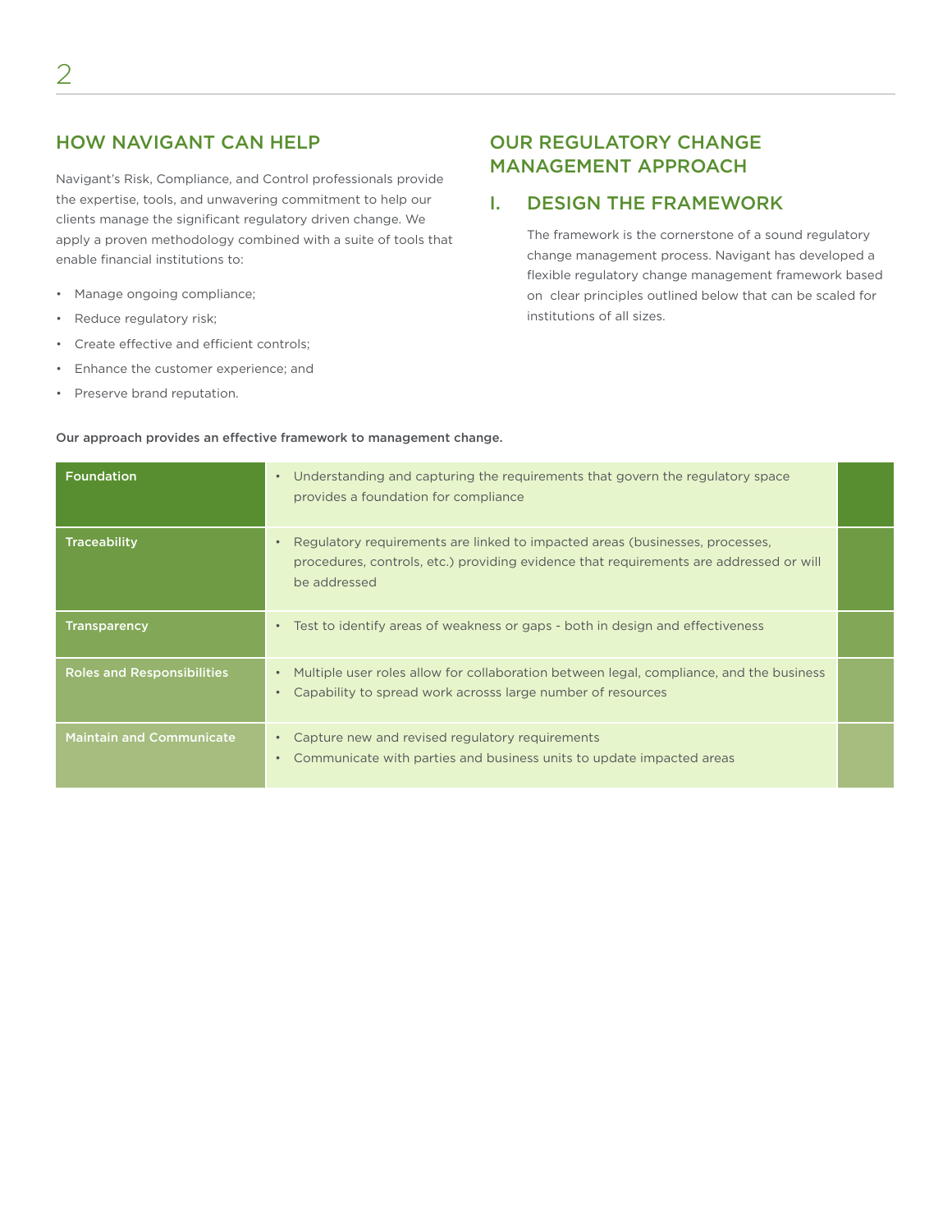## HOW NAVIGANT CAN HELP

Navigant's Risk, Compliance, and Control professionals provide the expertise, tools, and unwavering commitment to help our clients manage the significant regulatory driven change. We apply a proven methodology combined with a suite of tools that enable financial institutions to:

- Manage ongoing compliance;
- Reduce regulatory risk;
- Create effective and efficient controls;
- Enhance the customer experience; and
- Preserve brand reputation.

## OUR REGULATORY CHANGE MANAGEMENT APPROACH

### I. DESIGN THE FRAMEWORK

The framework is the cornerstone of a sound regulatory change management process. Navigant has developed a flexible regulatory change management framework based on clear principles outlined below that can be scaled for institutions of all sizes.

**Our approach provides an effective framework to management change.**

| | |
|---|---|
| **Foundation** | • Understanding and capturing the requirements that govern the regulatory space provides a foundation for compliance |
| **Traceability** | • Regulatory requirements are linked to impacted areas (businesses, processes, procedures, controls, etc.) providing evidence that requirements are addressed or will be addressed |
| **Transparency** | • Test to identify areas of weakness or gaps - both in design and effectiveness |
| **Roles and Responsibilities** | • Multiple user roles allow for collaboration between legal, compliance, and the business<br>• Capability to spread work acrosss large number of resources |
| **Maintain and Communicate** | • Capture new and revised regulatory requirements<br>• Communicate with parties and business units to update impacted areas |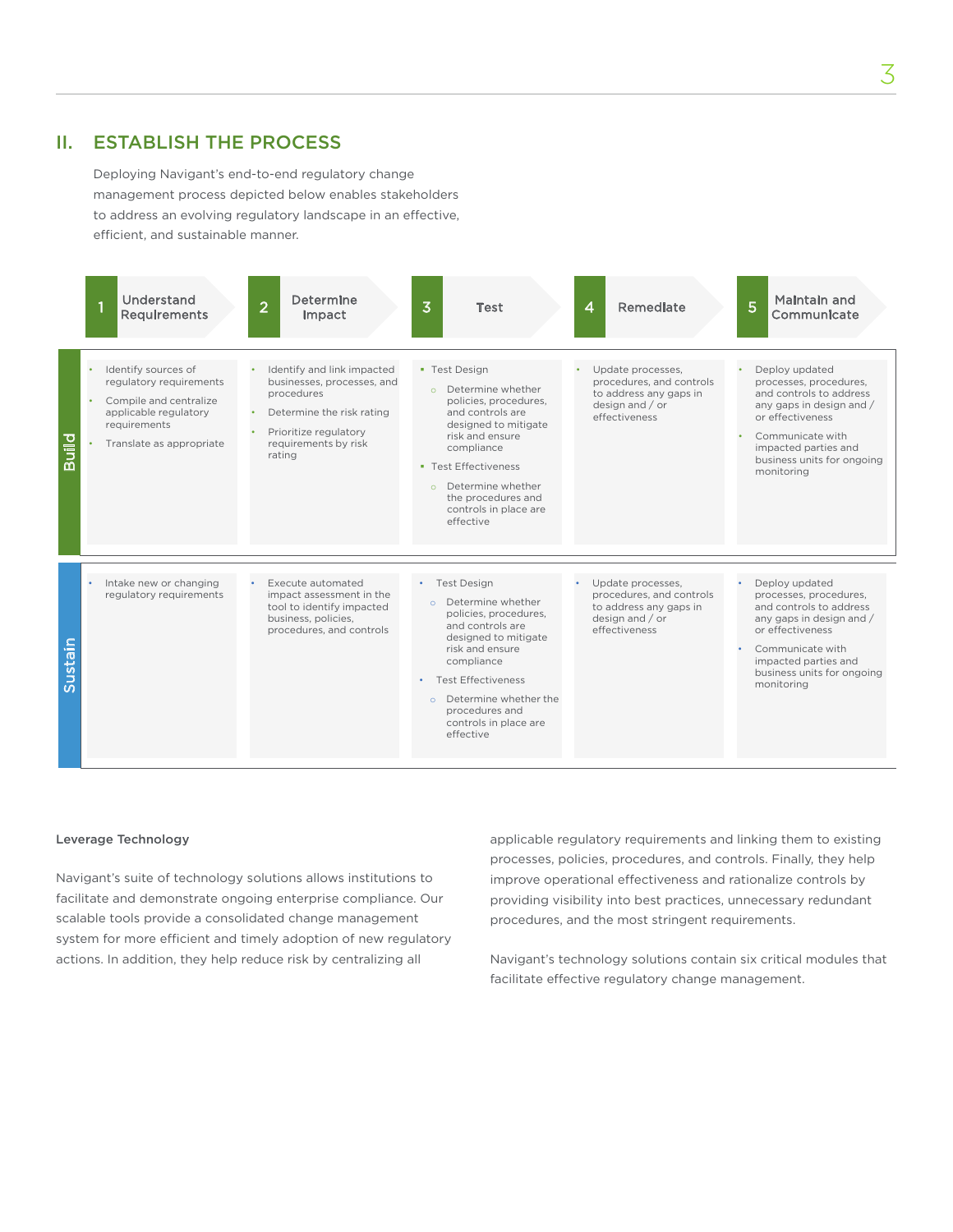## II. ESTABLISH THE PROCESS

Deploying Navigant's end-to-end regulatory change management process depicted below enables stakeholders to address an evolving regulatory landscape in an effective, efficient, and sustainable manner.

| | 1 Understand Requirements | 2 Determine Impact | 3 Test | 4 Remediate | 5 Maintain and Communicate |
|---|---|---|---|---|---|
| **Build** | • Identify sources of regulatory requirements<br>• Compile and centralize applicable regulatory requirements<br>• Translate as appropriate | • Identify and link impacted businesses, processes, and procedures<br>• Determine the risk rating<br>• Prioritize regulatory requirements by risk rating | • Test Design<br>  ○ Determine whether policies, procedures, and controls are designed to mitigate risk and ensure compliance<br>• Test Effectiveness<br>  ○ Determine whether the procedures and controls in place are effective | • Update processes, procedures, and controls to address any gaps in design and / or effectiveness | • Deploy updated processes, procedures, and controls to address any gaps in design and / or effectiveness<br>• Communicate with impacted parties and business units for ongoing monitoring |
| **Sustain** | • Intake new or changing regulatory requirements | • Execute automated impact assessment in the tool to identify impacted business, policies, procedures, and controls | • Test Design<br>  ○ Determine whether policies, procedures, and controls are designed to mitigate risk and ensure compliance<br>• Test Effectiveness<br>  ○ Determine whether the procedures and controls in place are effective | • Update processes, procedures, and controls to address any gaps in design and / or effectiveness | • Deploy updated processes, procedures, and controls to address any gaps in design and / or effectiveness<br>• Communicate with impacted parties and business units for ongoing monitoring |

**Leverage Technology**

Navigant's suite of technology solutions allows institutions to facilitate and demonstrate ongoing enterprise compliance. Our scalable tools provide a consolidated change management system for more efficient and timely adoption of new regulatory actions. In addition, they help reduce risk by centralizing all applicable regulatory requirements and linking them to existing processes, policies, procedures, and controls. Finally, they help improve operational effectiveness and rationalize controls by providing visibility into best practices, unnecessary redundant procedures, and the most stringent requirements.

Navigant's technology solutions contain six critical modules that facilitate effective regulatory change management.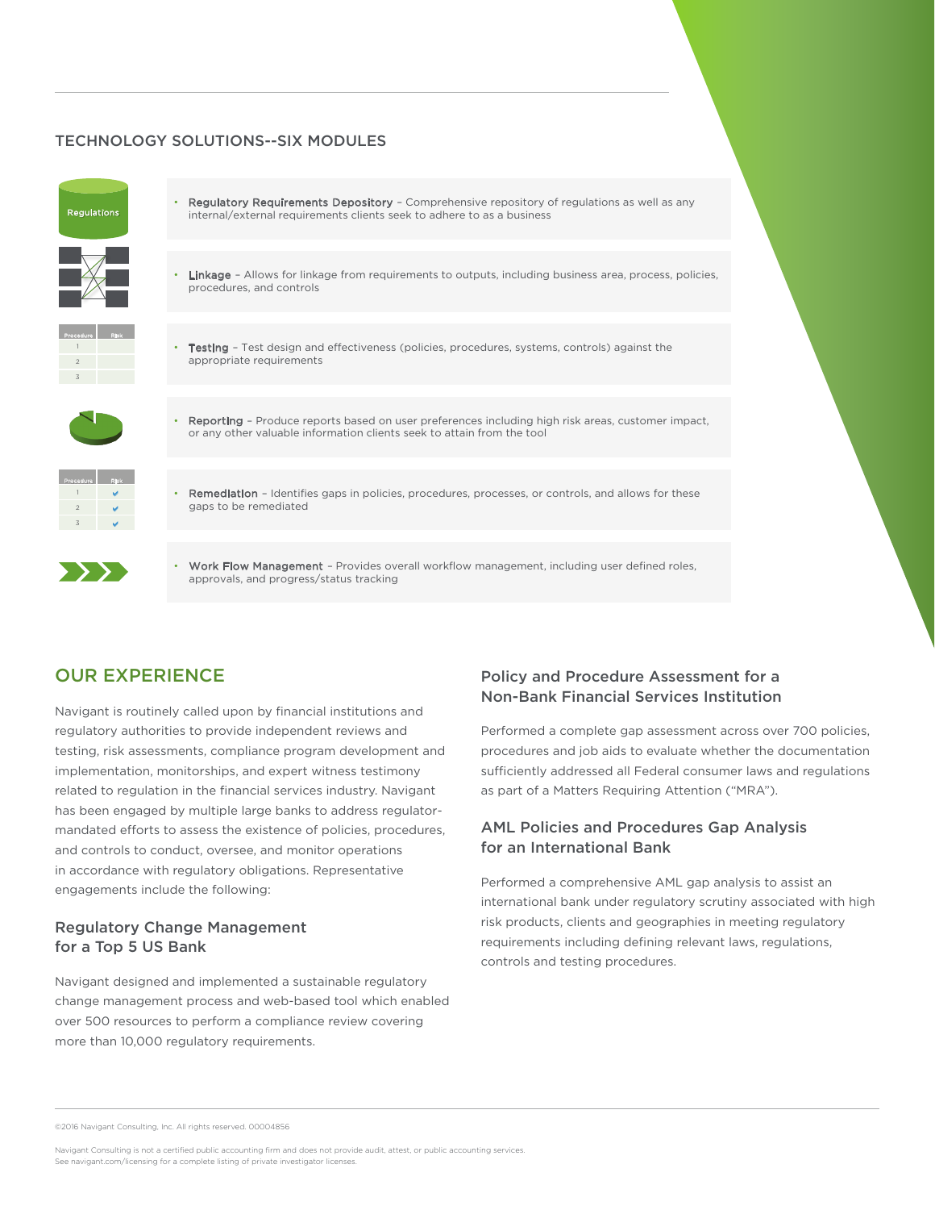## TECHNOLOGY SOLUTIONS--SIX MODULES

- **Regulatory Requirements Depository** – Comprehensive repository of regulations as well as any internal/external requirements clients seek to adhere to as a business
- **Linkage** – Allows for linkage from requirements to outputs, including business area, process, policies, procedures, and controls
- **Testing** – Test design and effectiveness (policies, procedures, systems, controls) against the appropriate requirements
- **Reporting** – Produce reports based on user preferences including high risk areas, customer impact, or any other valuable information clients seek to attain from the tool
- **Remediation** – Identifies gaps in policies, procedures, processes, or controls, and allows for these gaps to be remediated
- **Work Flow Management** – Provides overall workflow management, including user defined roles, approvals, and progress/status tracking

## OUR EXPERIENCE

Navigant is routinely called upon by financial institutions and regulatory authorities to provide independent reviews and testing, risk assessments, compliance program development and implementation, monitorships, and expert witness testimony related to regulation in the financial services industry. Navigant has been engaged by multiple large banks to address regulator-mandated efforts to assess the existence of policies, procedures, and controls to conduct, oversee, and monitor operations in accordance with regulatory obligations. Representative engagements include the following:

### Regulatory Change Management for a Top 5 US Bank

Navigant designed and implemented a sustainable regulatory change management process and web-based tool which enabled over 500 resources to perform a compliance review covering more than 10,000 regulatory requirements.

### Policy and Procedure Assessment for a Non-Bank Financial Services Institution

Performed a complete gap assessment across over 700 policies, procedures and job aids to evaluate whether the documentation sufficiently addressed all Federal consumer laws and regulations as part of a Matters Requiring Attention ("MRA").

### AML Policies and Procedures Gap Analysis for an International Bank

Performed a comprehensive AML gap analysis to assist an international bank under regulatory scrutiny associated with high risk products, clients and geographies in meeting regulatory requirements including defining relevant laws, regulations, controls and testing procedures.

©2016 Navigant Consulting, Inc. All rights reserved. 00004856

Navigant Consulting is not a certified public accounting firm and does not provide audit, attest, or public accounting services. See navigant.com/licensing for a complete listing of private investigator licenses.